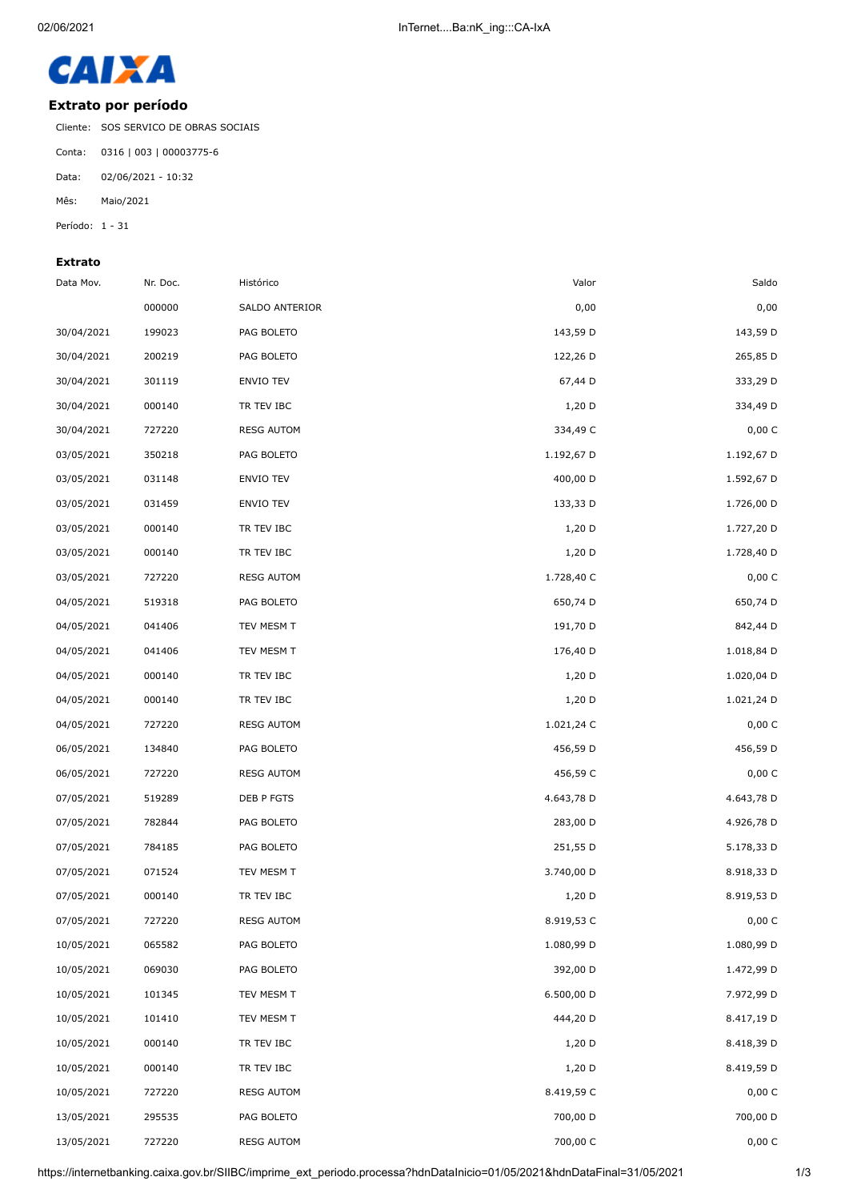CAIXA

## Extrato por período

Cliente: SOS SERVICO DE OBRAS SOCIAIS

Conta: 0316 | 003 | 00003775-6

Data: 02/06/2021 - 10:32

Mês: Maio/2021

Período: 1 - 31

### Extrato

| Data Mov. | Nr. Doc. | Histórico | Valor | Saldo |
|---|---|---|---|---|
| | 000000 | SALDO ANTERIOR | 0,00 | 0,00 |
| 30/04/2021 | 199023 | PAG BOLETO | 143,59 D | 143,59 D |
| 30/04/2021 | 200219 | PAG BOLETO | 122,26 D | 265,85 D |
| 30/04/2021 | 301119 | ENVIO TEV | 67,44 D | 333,29 D |
| 30/04/2021 | 000140 | TR TEV IBC | 1,20 D | 334,49 D |
| 30/04/2021 | 727220 | RESG AUTOM | 334,49 C | 0,00 C |
| 03/05/2021 | 350218 | PAG BOLETO | 1.192,67 D | 1.192,67 D |
| 03/05/2021 | 031148 | ENVIO TEV | 400,00 D | 1.592,67 D |
| 03/05/2021 | 031459 | ENVIO TEV | 133,33 D | 1.726,00 D |
| 03/05/2021 | 000140 | TR TEV IBC | 1,20 D | 1.727,20 D |
| 03/05/2021 | 000140 | TR TEV IBC | 1,20 D | 1.728,40 D |
| 03/05/2021 | 727220 | RESG AUTOM | 1.728,40 C | 0,00 C |
| 04/05/2021 | 519318 | PAG BOLETO | 650,74 D | 650,74 D |
| 04/05/2021 | 041406 | TEV MESM T | 191,70 D | 842,44 D |
| 04/05/2021 | 041406 | TEV MESM T | 176,40 D | 1.018,84 D |
| 04/05/2021 | 000140 | TR TEV IBC | 1,20 D | 1.020,04 D |
| 04/05/2021 | 000140 | TR TEV IBC | 1,20 D | 1.021,24 D |
| 04/05/2021 | 727220 | RESG AUTOM | 1.021,24 C | 0,00 C |
| 06/05/2021 | 134840 | PAG BOLETO | 456,59 D | 456,59 D |
| 06/05/2021 | 727220 | RESG AUTOM | 456,59 C | 0,00 C |
| 07/05/2021 | 519289 | DEB P FGTS | 4.643,78 D | 4.643,78 D |
| 07/05/2021 | 782844 | PAG BOLETO | 283,00 D | 4.926,78 D |
| 07/05/2021 | 784185 | PAG BOLETO | 251,55 D | 5.178,33 D |
| 07/05/2021 | 071524 | TEV MESM T | 3.740,00 D | 8.918,33 D |
| 07/05/2021 | 000140 | TR TEV IBC | 1,20 D | 8.919,53 D |
| 07/05/2021 | 727220 | RESG AUTOM | 8.919,53 C | 0,00 C |
| 10/05/2021 | 065582 | PAG BOLETO | 1.080,99 D | 1.080,99 D |
| 10/05/2021 | 069030 | PAG BOLETO | 392,00 D | 1.472,99 D |
| 10/05/2021 | 101345 | TEV MESM T | 6.500,00 D | 7.972,99 D |
| 10/05/2021 | 101410 | TEV MESM T | 444,20 D | 8.417,19 D |
| 10/05/2021 | 000140 | TR TEV IBC | 1,20 D | 8.418,39 D |
| 10/05/2021 | 000140 | TR TEV IBC | 1,20 D | 8.419,59 D |
| 10/05/2021 | 727220 | RESG AUTOM | 8.419,59 C | 0,00 C |
| 13/05/2021 | 295535 | PAG BOLETO | 700,00 D | 700,00 D |
| 13/05/2021 | 727220 | RESG AUTOM | 700,00 C | 0,00 C |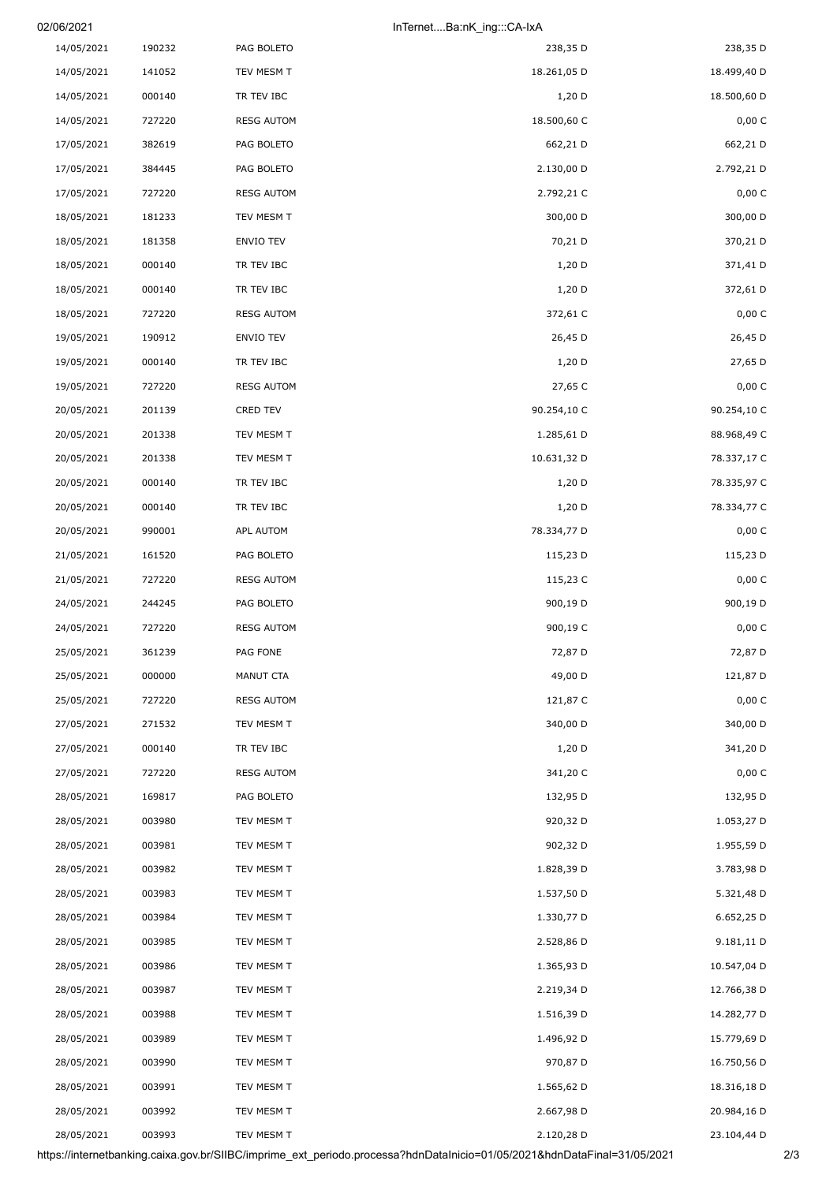| | | | | |
|---|---|---|---|---|
| 14/05/2021 | 190232 | PAG BOLETO | 238,35 D | 238,35 D |
| 14/05/2021 | 141052 | TEV MESM T | 18.261,05 D | 18.499,40 D |
| 14/05/2021 | 000140 | TR TEV IBC | 1,20 D | 18.500,60 D |
| 14/05/2021 | 727220 | RESG AUTOM | 18.500,60 C | 0,00 C |
| 17/05/2021 | 382619 | PAG BOLETO | 662,21 D | 662,21 D |
| 17/05/2021 | 384445 | PAG BOLETO | 2.130,00 D | 2.792,21 D |
| 17/05/2021 | 727220 | RESG AUTOM | 2.792,21 C | 0,00 C |
| 18/05/2021 | 181233 | TEV MESM T | 300,00 D | 300,00 D |
| 18/05/2021 | 181358 | ENVIO TEV | 70,21 D | 370,21 D |
| 18/05/2021 | 000140 | TR TEV IBC | 1,20 D | 371,41 D |
| 18/05/2021 | 000140 | TR TEV IBC | 1,20 D | 372,61 D |
| 18/05/2021 | 727220 | RESG AUTOM | 372,61 C | 0,00 C |
| 19/05/2021 | 190912 | ENVIO TEV | 26,45 D | 26,45 D |
| 19/05/2021 | 000140 | TR TEV IBC | 1,20 D | 27,65 D |
| 19/05/2021 | 727220 | RESG AUTOM | 27,65 C | 0,00 C |
| 20/05/2021 | 201139 | CRED TEV | 90.254,10 C | 90.254,10 C |
| 20/05/2021 | 201338 | TEV MESM T | 1.285,61 D | 88.968,49 C |
| 20/05/2021 | 201338 | TEV MESM T | 10.631,32 D | 78.337,17 C |
| 20/05/2021 | 000140 | TR TEV IBC | 1,20 D | 78.335,97 C |
| 20/05/2021 | 000140 | TR TEV IBC | 1,20 D | 78.334,77 C |
| 20/05/2021 | 990001 | APL AUTOM | 78.334,77 D | 0,00 C |
| 21/05/2021 | 161520 | PAG BOLETO | 115,23 D | 115,23 D |
| 21/05/2021 | 727220 | RESG AUTOM | 115,23 C | 0,00 C |
| 24/05/2021 | 244245 | PAG BOLETO | 900,19 D | 900,19 D |
| 24/05/2021 | 727220 | RESG AUTOM | 900,19 C | 0,00 C |
| 25/05/2021 | 361239 | PAG FONE | 72,87 D | 72,87 D |
| 25/05/2021 | 000000 | MANUT CTA | 49,00 D | 121,87 D |
| 25/05/2021 | 727220 | RESG AUTOM | 121,87 C | 0,00 C |
| 27/05/2021 | 271532 | TEV MESM T | 340,00 D | 340,00 D |
| 27/05/2021 | 000140 | TR TEV IBC | 1,20 D | 341,20 D |
| 27/05/2021 | 727220 | RESG AUTOM | 341,20 C | 0,00 C |
| 28/05/2021 | 169817 | PAG BOLETO | 132,95 D | 132,95 D |
| 28/05/2021 | 003980 | TEV MESM T | 920,32 D | 1.053,27 D |
| 28/05/2021 | 003981 | TEV MESM T | 902,32 D | 1.955,59 D |
| 28/05/2021 | 003982 | TEV MESM T | 1.828,39 D | 3.783,98 D |
| 28/05/2021 | 003983 | TEV MESM T | 1.537,50 D | 5.321,48 D |
| 28/05/2021 | 003984 | TEV MESM T | 1.330,77 D | 6.652,25 D |
| 28/05/2021 | 003985 | TEV MESM T | 2.528,86 D | 9.181,11 D |
| 28/05/2021 | 003986 | TEV MESM T | 1.365,93 D | 10.547,04 D |
| 28/05/2021 | 003987 | TEV MESM T | 2.219,34 D | 12.766,38 D |
| 28/05/2021 | 003988 | TEV MESM T | 1.516,39 D | 14.282,77 D |
| 28/05/2021 | 003989 | TEV MESM T | 1.496,92 D | 15.779,69 D |
| 28/05/2021 | 003990 | TEV MESM T | 970,87 D | 16.750,56 D |
| 28/05/2021 | 003991 | TEV MESM T | 1.565,62 D | 18.316,18 D |
| 28/05/2021 | 003992 | TEV MESM T | 2.667,98 D | 20.984,16 D |
| 28/05/2021 | 003993 | TEV MESM T | 2.120,28 D | 23.104,44 D |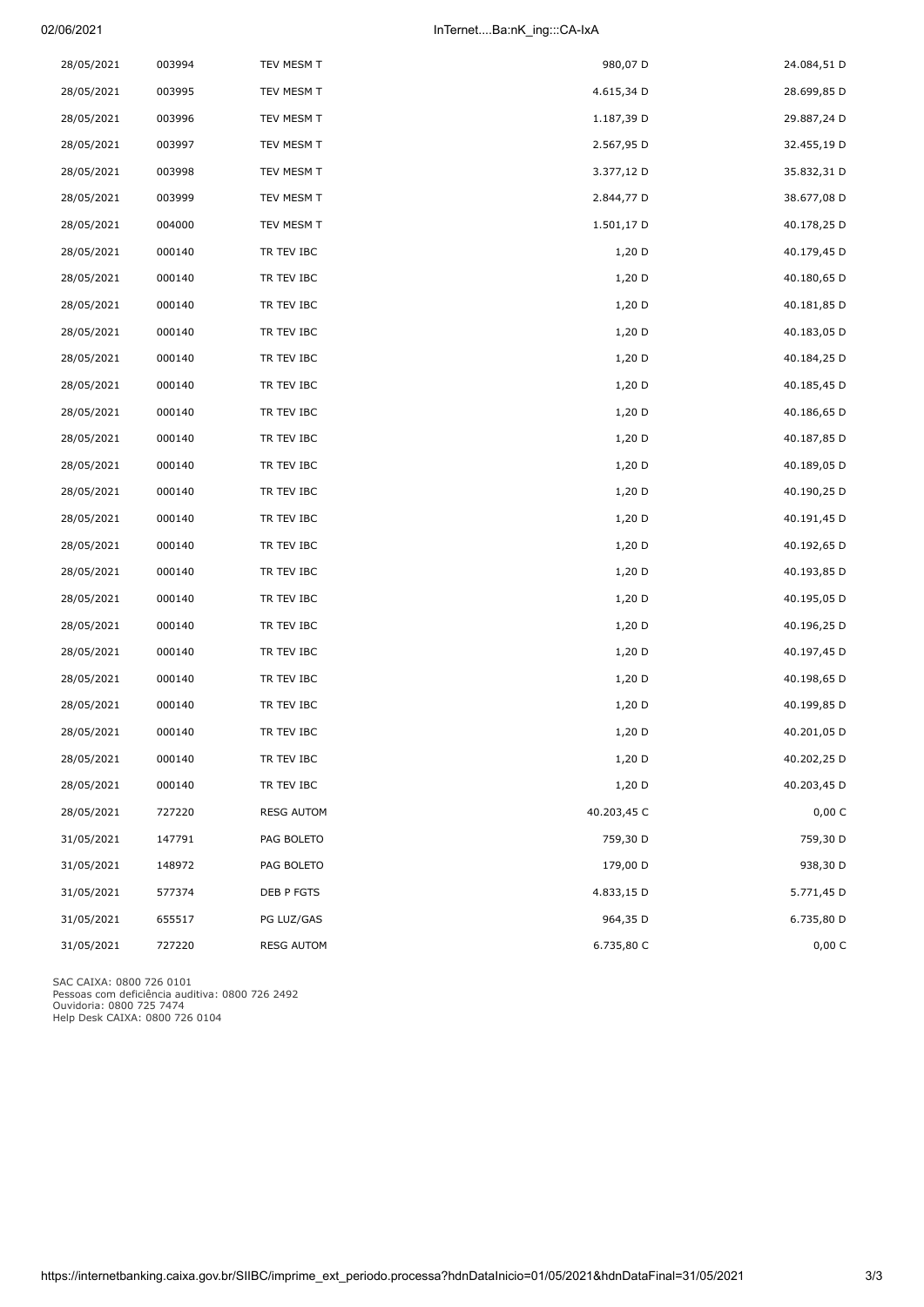| | | | | |
|---|---|---|---|---|
| 28/05/2021 | 003994 | TEV MESM T | 980,07 D | 24.084,51 D |
| 28/05/2021 | 003995 | TEV MESM T | 4.615,34 D | 28.699,85 D |
| 28/05/2021 | 003996 | TEV MESM T | 1.187,39 D | 29.887,24 D |
| 28/05/2021 | 003997 | TEV MESM T | 2.567,95 D | 32.455,19 D |
| 28/05/2021 | 003998 | TEV MESM T | 3.377,12 D | 35.832,31 D |
| 28/05/2021 | 003999 | TEV MESM T | 2.844,77 D | 38.677,08 D |
| 28/05/2021 | 004000 | TEV MESM T | 1.501,17 D | 40.178,25 D |
| 28/05/2021 | 000140 | TR TEV IBC | 1,20 D | 40.179,45 D |
| 28/05/2021 | 000140 | TR TEV IBC | 1,20 D | 40.180,65 D |
| 28/05/2021 | 000140 | TR TEV IBC | 1,20 D | 40.181,85 D |
| 28/05/2021 | 000140 | TR TEV IBC | 1,20 D | 40.183,05 D |
| 28/05/2021 | 000140 | TR TEV IBC | 1,20 D | 40.184,25 D |
| 28/05/2021 | 000140 | TR TEV IBC | 1,20 D | 40.185,45 D |
| 28/05/2021 | 000140 | TR TEV IBC | 1,20 D | 40.186,65 D |
| 28/05/2021 | 000140 | TR TEV IBC | 1,20 D | 40.187,85 D |
| 28/05/2021 | 000140 | TR TEV IBC | 1,20 D | 40.189,05 D |
| 28/05/2021 | 000140 | TR TEV IBC | 1,20 D | 40.190,25 D |
| 28/05/2021 | 000140 | TR TEV IBC | 1,20 D | 40.191,45 D |
| 28/05/2021 | 000140 | TR TEV IBC | 1,20 D | 40.192,65 D |
| 28/05/2021 | 000140 | TR TEV IBC | 1,20 D | 40.193,85 D |
| 28/05/2021 | 000140 | TR TEV IBC | 1,20 D | 40.195,05 D |
| 28/05/2021 | 000140 | TR TEV IBC | 1,20 D | 40.196,25 D |
| 28/05/2021 | 000140 | TR TEV IBC | 1,20 D | 40.197,45 D |
| 28/05/2021 | 000140 | TR TEV IBC | 1,20 D | 40.198,65 D |
| 28/05/2021 | 000140 | TR TEV IBC | 1,20 D | 40.199,85 D |
| 28/05/2021 | 000140 | TR TEV IBC | 1,20 D | 40.201,05 D |
| 28/05/2021 | 000140 | TR TEV IBC | 1,20 D | 40.202,25 D |
| 28/05/2021 | 000140 | TR TEV IBC | 1,20 D | 40.203,45 D |
| 28/05/2021 | 727220 | RESG AUTOM | 40.203,45 C | 0,00 C |
| 31/05/2021 | 147791 | PAG BOLETO | 759,30 D | 759,30 D |
| 31/05/2021 | 148972 | PAG BOLETO | 179,00 D | 938,30 D |
| 31/05/2021 | 577374 | DEB P FGTS | 4.833,15 D | 5.771,45 D |
| 31/05/2021 | 655517 | PG LUZ/GAS | 964,35 D | 6.735,80 D |
| 31/05/2021 | 727220 | RESG AUTOM | 6.735,80 C | 0,00 C |

SAC CAIXA: 0800 726 0101
Pessoas com deficiência auditiva: 0800 726 2492
Ouvidoria: 0800 725 7474
Help Desk CAIXA: 0800 726 0104